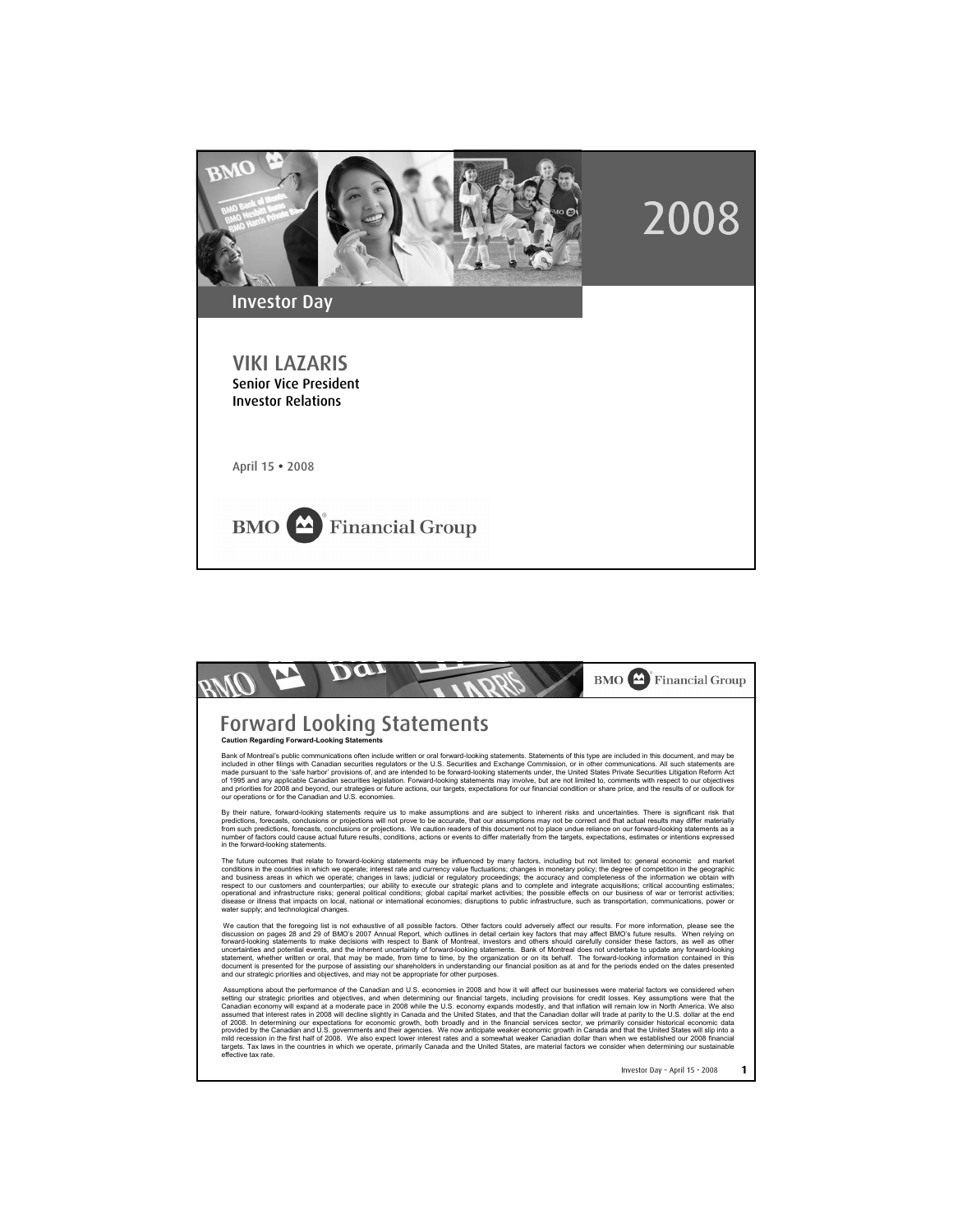2008

Investor Day

# VIKI LAZARIS

Senior Vice President
Investor Relations

April 15 • 2008

BMO Financial Group

---

BMO Financial Group

## Forward Looking Statements

**Caution Regarding Forward-Looking Statements**

Bank of Montreal's public communications often include written or oral forward-looking statements. Statements of this type are included in this document, and may be included in other filings with Canadian securities regulators or the U.S. Securities and Exchange Commission, or in other communications. All such statements are made pursuant to the 'safe harbor' provisions of, and are intended to be forward-looking statements under, the United States Private Securities Litigation Reform Act of 1995 and any applicable Canadian securities legislation. Forward-looking statements may involve, but are not limited to, comments with respect to our objectives and priorities for 2008 and beyond, our strategies or future actions, our targets, expectations for our financial condition or share price, and the results of or outlook for our operations or for the Canadian and U.S. economies.

By their nature, forward-looking statements require us to make assumptions and are subject to inherent risks and uncertainties. There is significant risk that predictions, forecasts, conclusions or projections will not prove to be accurate, that our assumptions may not be correct and that actual results may differ materially from such predictions, forecasts, conclusions or projections. We caution readers of this document not to place undue reliance on our forward-looking statements as a number of factors could cause actual future results, conditions, actions or events to differ materially from the targets, expectations, estimates or intentions expressed in the forward-looking statements.

The future outcomes that relate to forward-looking statements may be influenced by many factors, including but not limited to: general economic and market conditions in the countries in which we operate; interest rate and currency value fluctuations; changes in monetary policy; the degree of competition in the geographic and business areas in which we operate; changes in laws; judicial or regulatory proceedings; the accuracy and completeness of the information we obtain with respect to our customers and counterparties; our ability to execute our strategic plans and to complete and integrate acquisitions; critical accounting estimates; operational and infrastructure risks; general political conditions; global capital market activities; the possible effects on our business of war or terrorist activities; disease or illness that impacts on local, national or international economies; disruptions to public infrastructure, such as transportation, communications, power or water supply; and technological changes.

We caution that the foregoing list is not exhaustive of all possible factors. Other factors could adversely affect our results. For more information, please see the discussion on pages 28 and 29 of BMO's 2007 Annual Report, which outlines in detail certain key factors that may affect BMO's future results. When relying on forward-looking statements to make decisions with respect to Bank of Montreal, investors and others should carefully consider these factors, as well as other uncertainties and potential events, and the inherent uncertainty of forward-looking statements. Bank of Montreal does not undertake to update any forward-looking statement, whether written or oral, that may be made, from time to time, by the organization or on its behalf. The forward-looking information contained in this document is presented for the purpose of assisting our shareholders in understanding our financial position as at and for the periods ended on the dates presented and our strategic priorities and objectives, and may not be appropriate for other purposes.

Assumptions about the performance of the Canadian and U.S. economies in 2008 and how it will affect our businesses were material factors we considered when setting our strategic priorities and objectives, and when determining our financial targets, including provisions for credit losses. Key assumptions were that the Canadian economy will expand at a moderate pace in 2008 while the U.S. economy expands modestly, and that inflation will remain low in North America. We also assumed that interest rates in 2008 will decline slightly in Canada and the United States, and that the Canadian dollar will trade at parity to the U.S. dollar at the end of 2008. In determining our expectations for economic growth, both broadly and in the financial services sector, we primarily consider historical economic data provided by the Canadian and U.S. governments and their agencies. We now anticipate weaker economic growth in Canada and that the United States will slip into a mild recession in the first half of 2008. We also expect lower interest rates and a somewhat weaker Canadian dollar than when we established our 2008 financial targets. Tax laws in the countries in which we operate, primarily Canada and the United States, are material factors we consider when determining our sustainable effective tax rate.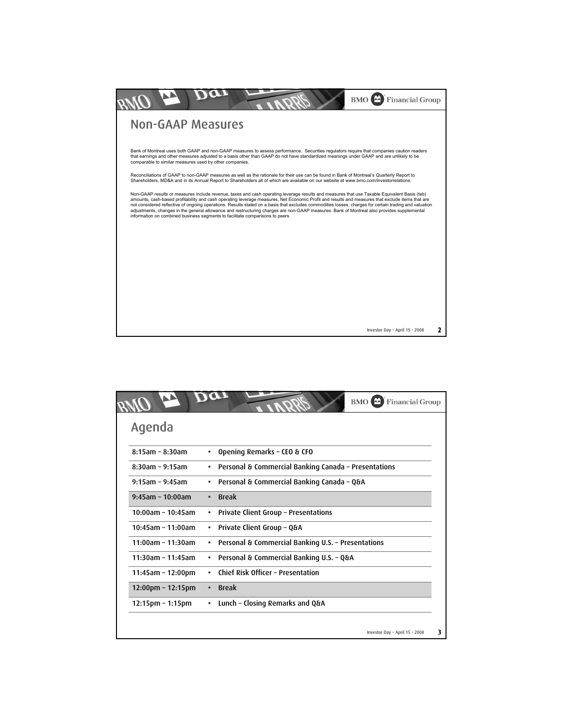## Non-GAAP Measures

Bank of Montreal uses both GAAP and non-GAAP measures to assess performance. Securities regulators require that companies caution readers that earnings and other measures adjusted to a basis other than GAAP do not have standardized meanings under GAAP and are unlikely to be comparable to similar measures used by other companies.

Reconciliations of GAAP to non-GAAP measures as well as the rationale for their use can be found in Bank of Montreal's Quarterly Report to Shareholders, MD&A and in its Annual Report to Shareholders all of which are available on our website at www.bmo.com/investorrelations.

Non-GAAP results or measures include revenue, taxes and cash operating leverage results and measures that use Taxable Equivalent Basis (teb) amounts, cash-based profitability and cash operating leverage measures, Net Economic Profit and results and measures that exclude items that are not considered reflective of ongoing operations. Results stated on a basis that excludes commodities losses, charges for certain trading and valuation adjustments, changes in the general allowance and restructuring charges are non-GAAP measures. Bank of Montreal also provides supplemental information on combined business segments to facilitate comparisons to peers.

## Agenda

| | |
|---|---|
| 8:15am – 8:30am | • Opening Remarks – CEO & CFO |
| 8:30am – 9:15am | • Personal & Commercial Banking Canada – Presentations |
| 9:15am – 9:45am | • Personal & Commercial Banking Canada – Q&A |
| 9:45am – 10:00am | • Break |
| 10:00am – 10:45am | • Private Client Group – Presentations |
| 10:45am – 11:00am | • Private Client Group – Q&A |
| 11:00am – 11:30am | • Personal & Commercial Banking U.S. – Presentations |
| 11:30am – 11:45am | • Personal & Commercial Banking U.S. – Q&A |
| 11:45am – 12:00pm | • Chief Risk Officer – Presentation |
| 12:00pm – 12:15pm | • Break |
| 12:15pm – 1:15pm | • Lunch – Closing Remarks and Q&A |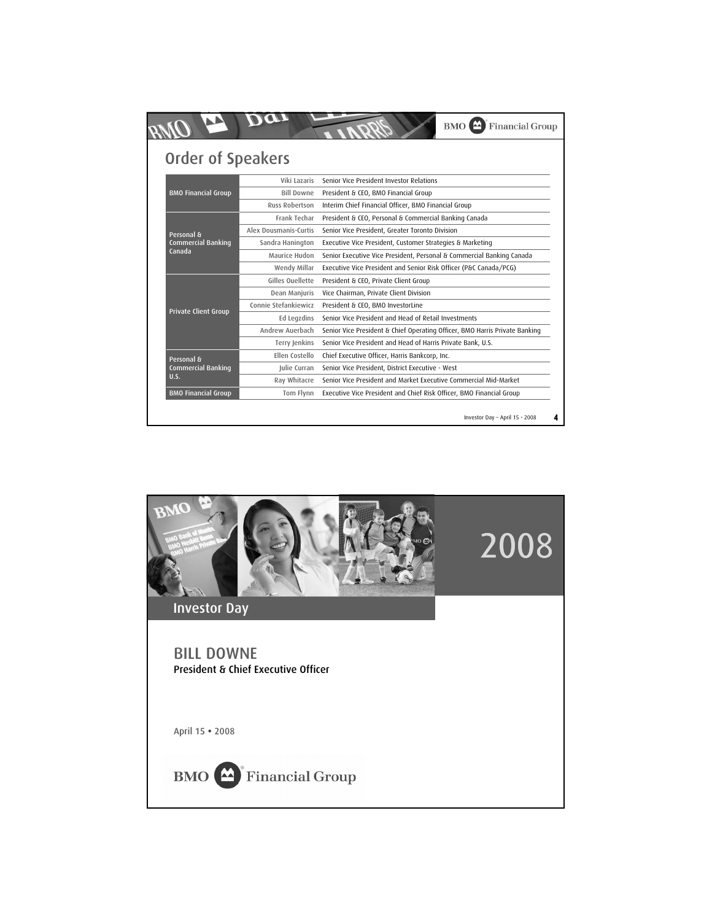## Order of Speakers

| | | |
|---|---|---|
| BMO Financial Group | Viki Lazaris | Senior Vice President Investor Relations |
| | Bill Downe | President & CEO, BMO Financial Group |
| | Russ Robertson | Interim Chief Financial Officer, BMO Financial Group |
| Personal & Commercial Banking Canada | Frank Techar | President & CEO, Personal & Commercial Banking Canada |
| | Alex Dousmanis-Curtis | Senior Vice President, Greater Toronto Division |
| | Sandra Hanington | Executive Vice President, Customer Strategies & Marketing |
| | Maurice Hudon | Senior Executive Vice President, Personal & Commercial Banking Canada |
| | Wendy Millar | Executive Vice President and Senior Risk Officer (P&C Canada/PCG) |
| Private Client Group | Gilles Ouellette | President & CEO, Private Client Group |
| | Dean Manjuris | Vice Chairman, Private Client Division |
| | Connie Stefankiewicz | President & CEO, BMO InvestorLine |
| | Ed Legzdins | Senior Vice President and Head of Retail Investments |
| | Andrew Auerbach | Senior Vice President & Chief Operating Officer, BMO Harris Private Banking |
| | Terry Jenkins | Senior Vice President and Head of Harris Private Bank, U.S. |
| Personal & Commercial Banking U.S. | Ellen Costello | Chief Executive Officer, Harris Bankcorp, Inc. |
| | Julie Curran | Senior Vice President, District Executive - West |
| | Ray Whitacre | Senior Vice President and Market Executive Commercial Mid-Market |
| BMO Financial Group | Tom Flynn | Executive Vice President and Chief Risk Officer, BMO Financial Group |

Investor Day – April 15 • 2008

---

# 2008

## Investor Day

### BILL DOWNE
**President & Chief Executive Officer**

April 15 • 2008

BMO Financial Group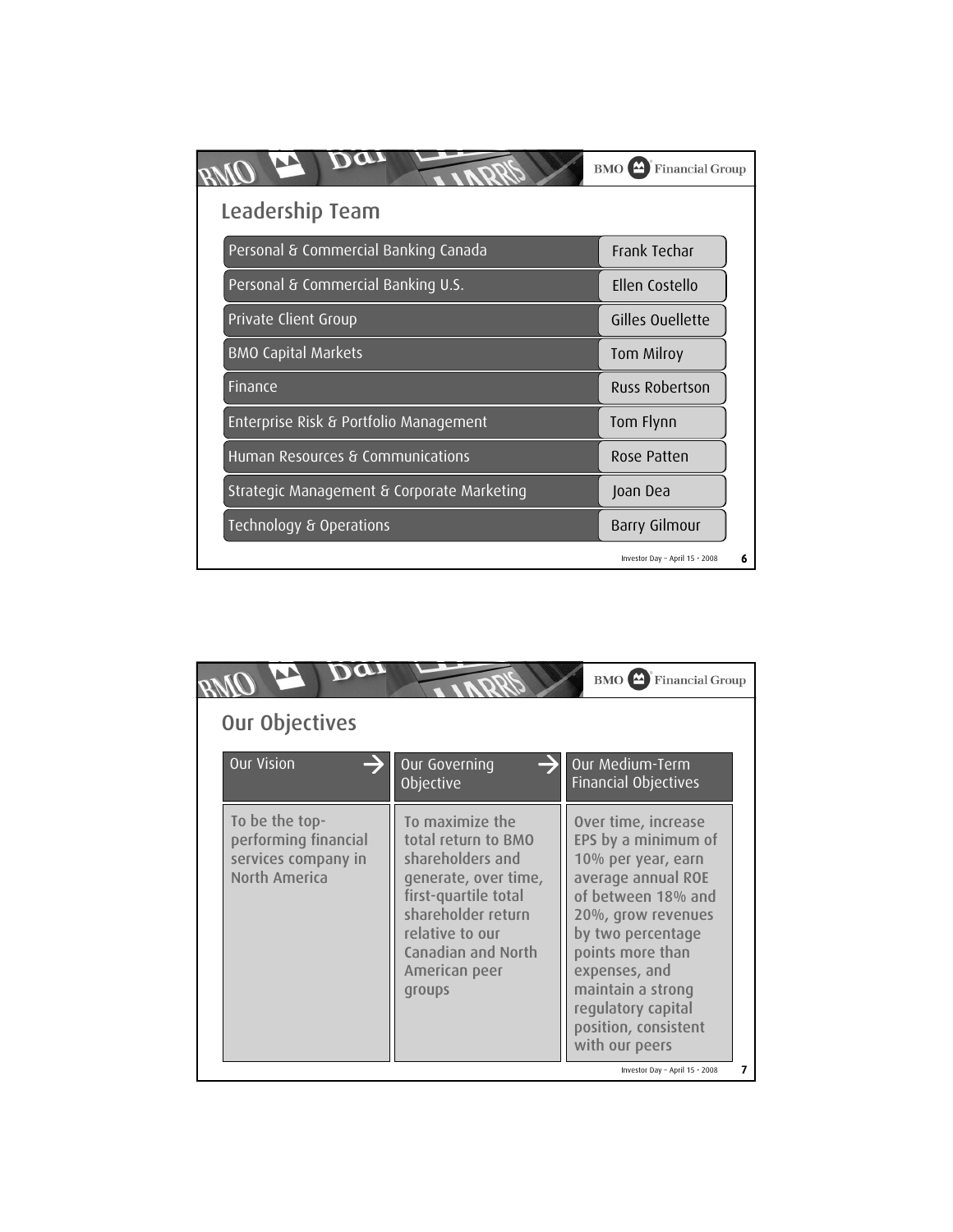## Leadership Team

| | |
|---|---|
| Personal & Commercial Banking Canada | Frank Techar |
| Personal & Commercial Banking U.S. | Ellen Costello |
| Private Client Group | Gilles Ouellette |
| BMO Capital Markets | Tom Milroy |
| Finance | Russ Robertson |
| Enterprise Risk & Portfolio Management | Tom Flynn |
| Human Resources & Communications | Rose Patten |
| Strategic Management & Corporate Marketing | Joan Dea |
| Technology & Operations | Barry Gilmour |

## Our Objectives

| Our Vision | Our Governing Objective | Our Medium-Term Financial Objectives |
|---|---|---|
| To be the top-performing financial services company in North America | To maximize the total return to BMO shareholders and generate, over time, first-quartile total shareholder return relative to our Canadian and North American peer groups | Over time, increase EPS by a minimum of 10% per year, earn average annual ROE of between 18% and 20%, grow revenues by two percentage points more than expenses, and maintain a strong regulatory capital position, consistent with our peers |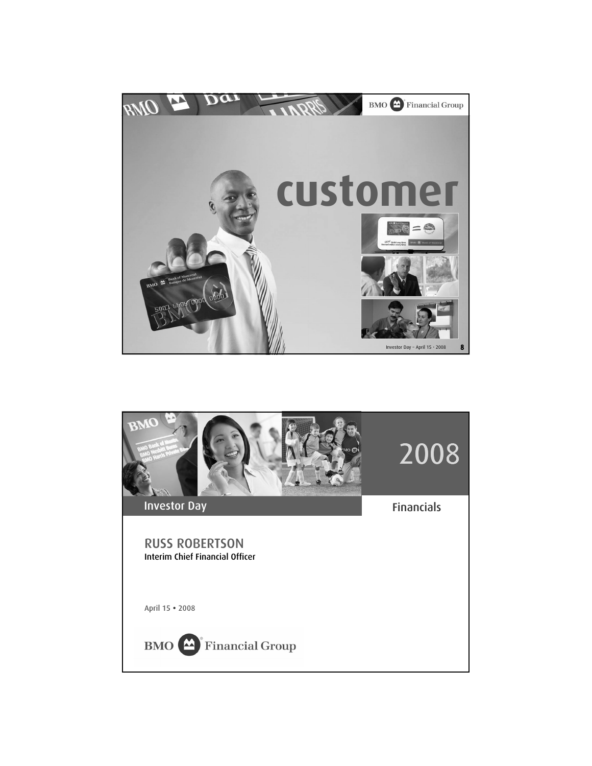customer

2008

Investor Day

Financials

RUSS ROBERTSON
Interim Chief Financial Officer

April 15 • 2008

BMO Financial Group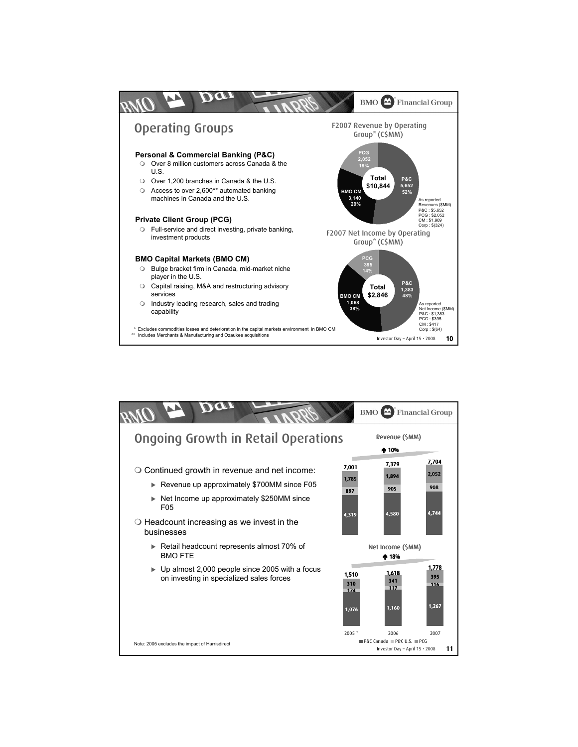## Operating Groups

**Personal & Commercial Banking (P&C)**

- Over 8 million customers across Canada & the U.S.
- Over 1,200 branches in Canada & the U.S.
- Access to over 2,600** automated banking machines in Canada and the U.S.

**Private Client Group (PCG)**

- Full-service and direct investing, private banking, investment products

**BMO Capital Markets (BMO CM)**

- Bulge bracket firm in Canada, mid-market niche player in the U.S.
- Capital raising, M&A and restructuring advisory services
- Industry leading research, sales and trading capability

**F2007 Revenue by Operating Group* (C$MM)**

| Group | Revenue | Share |
|---|---|---|
| P&C | 5,652 | 52% |
| BMO CM | 3,140 | 29% |
| PCG | 2,052 | 19% |
| Total | $10,844 | |

As reported Revenues ($MM)
P&C : $5,652
PCG : $2,052
CM : $1,969
Corp : $(324)

**F2007 Net Income by Operating Group* (C$MM)**

| Group | Net Income | Share |
|---|---|---|
| P&C | 1,383 | 48% |
| BMO CM | 1,068 | 38% |
| PCG | 395 | 14% |
| Total | $2,846 | |

As reported Net Income ($MM)
P&C : $1,383
PCG : $395
CM : $417
Corp : $(64)

\* Excludes commodities losses and deterioration in the capital markets environment in BMO CM
\*\* Includes Merchants & Manufacturing and Ozaukee acquisitions

## Ongoing Growth in Retail Operations

- Continued growth in revenue and net income:
  - Revenue up approximately $700MM since F05
  - Net Income up approximately $250MM since F05
- Headcount increasing as we invest in the businesses
  - Retail headcount represents almost 70% of BMO FTE
  - Up almost 2,000 people since 2005 with a focus on investing in specialized sales forces

**Revenue ($MM)** ↑ 10%

| | 2005* | 2006 | 2007 |
|---|---|---|---|
| P&C Canada | 4,319 | 4,580 | 4,744 |
| P&C U.S. | 897 | 905 | 908 |
| PCG | 1,785 | 1,894 | 2,052 |
| Total | 7,001 | 7,379 | 7,704 |

**Net Income ($MM)** ↑ 18%

| | 2005* | 2006 | 2007 |
|---|---|---|---|
| P&C Canada | 1,076 | 1,160 | 1,267 |
| P&C U.S. | 124 | 117 | 116 |
| PCG | 310 | 341 | 395 |
| Total | 1,510 | 1,618 | 1,778 |

Note: 2005 excludes the impact of Harrisdirect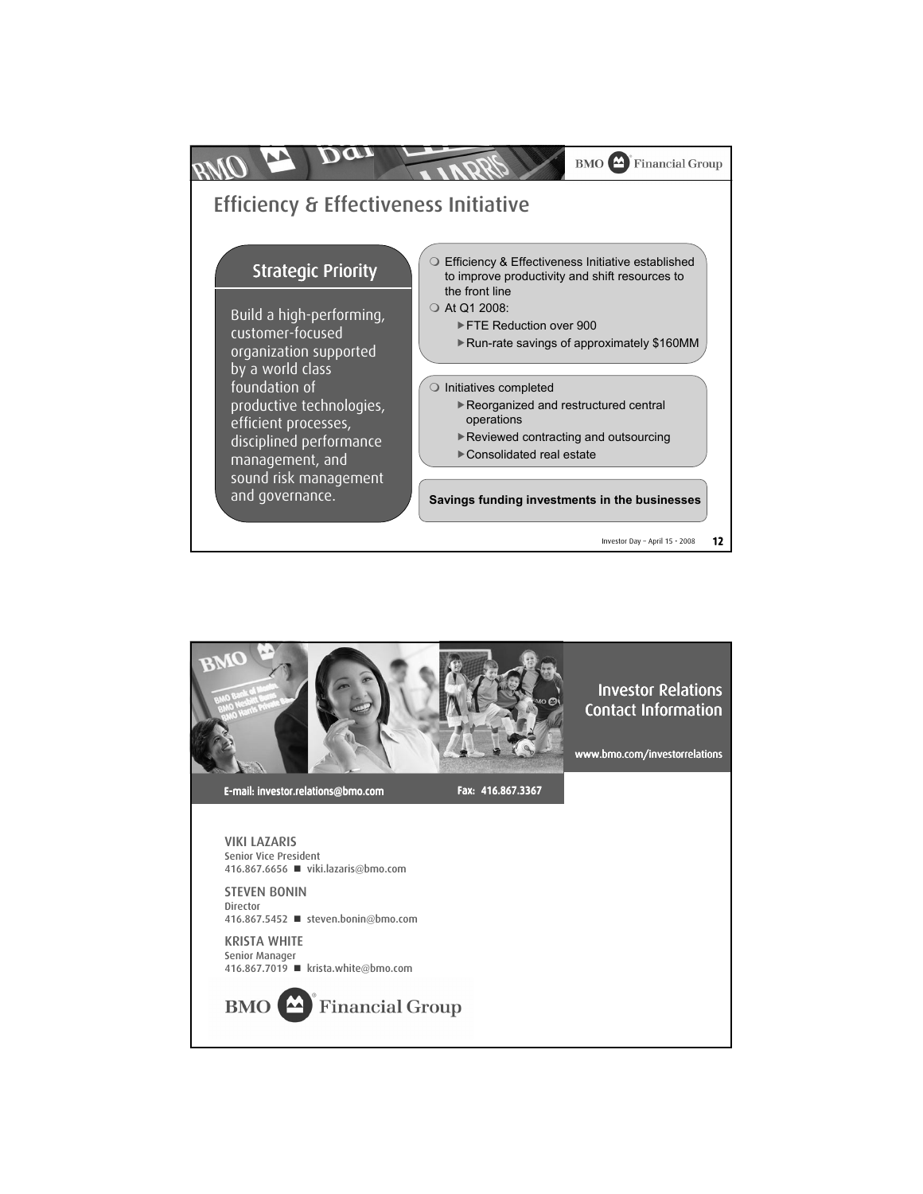## Efficiency & Effectiveness Initiative

### Strategic Priority

Build a high-performing, customer-focused organization supported by a world class foundation of productive technologies, efficient processes, disciplined performance management, and sound risk management and governance.

- Efficiency & Effectiveness Initiative established to improve productivity and shift resources to the front line
- At Q1 2008:
  - FTE Reduction over 900
  - Run-rate savings of approximately $160MM

- Initiatives completed
  - Reorganized and restructured central operations
  - Reviewed contracting and outsourcing
  - Consolidated real estate

**Savings funding investments in the businesses**

Investor Day – April 15 • 2008

## Investor Relations Contact Information

www.bmo.com/investorrelations

E-mail: investor.relations@bmo.com

Fax: 416.867.3367

**VIKI LAZARIS**
Senior Vice President
416.867.6656 ■ viki.lazaris@bmo.com

**STEVEN BONIN**
Director
416.867.5452 ■ steven.bonin@bmo.com

**KRISTA WHITE**
Senior Manager
416.867.7019 ■ krista.white@bmo.com

BMO Financial Group